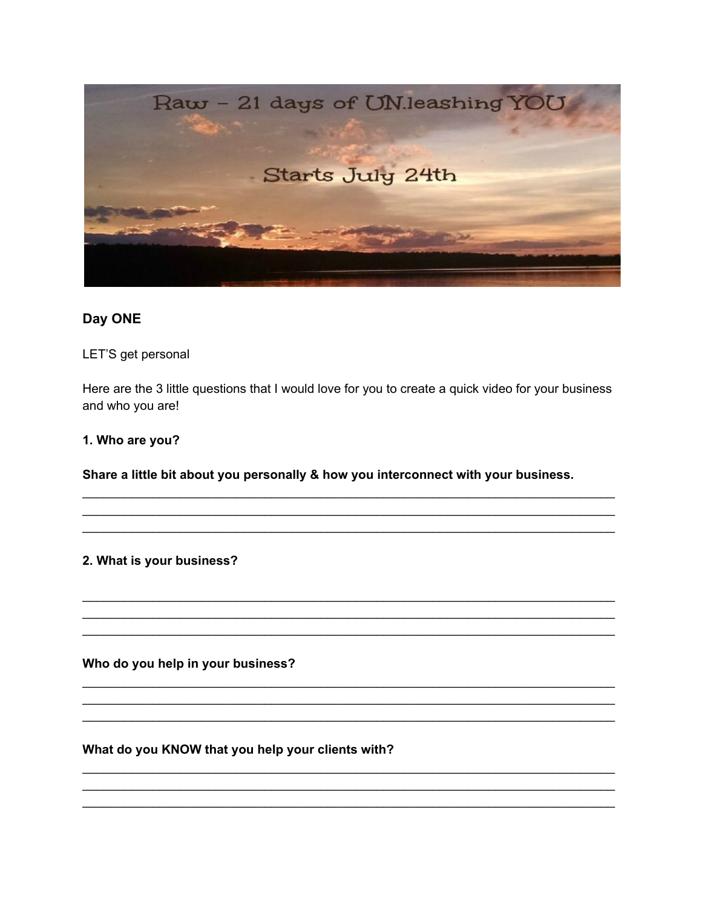Raw – 21 days of UN.leashing YOU

Starts July 24th

**Day ONE**

LET'S get personal

Here are the 3 little questions that I would love for you to create a quick video for your business and who you are!

**1. Who are you?**

**Share a little bit about you personally & how you interconnect with your business.**

___________________________________________________________________________
___________________________________________________________________________
___________________________________________________________________________

**2. What is your business?**

___________________________________________________________________________
___________________________________________________________________________
___________________________________________________________________________

**Who do you help in your business?**

___________________________________________________________________________
___________________________________________________________________________
___________________________________________________________________________

**What do you KNOW that you help your clients with?**

___________________________________________________________________________
___________________________________________________________________________
___________________________________________________________________________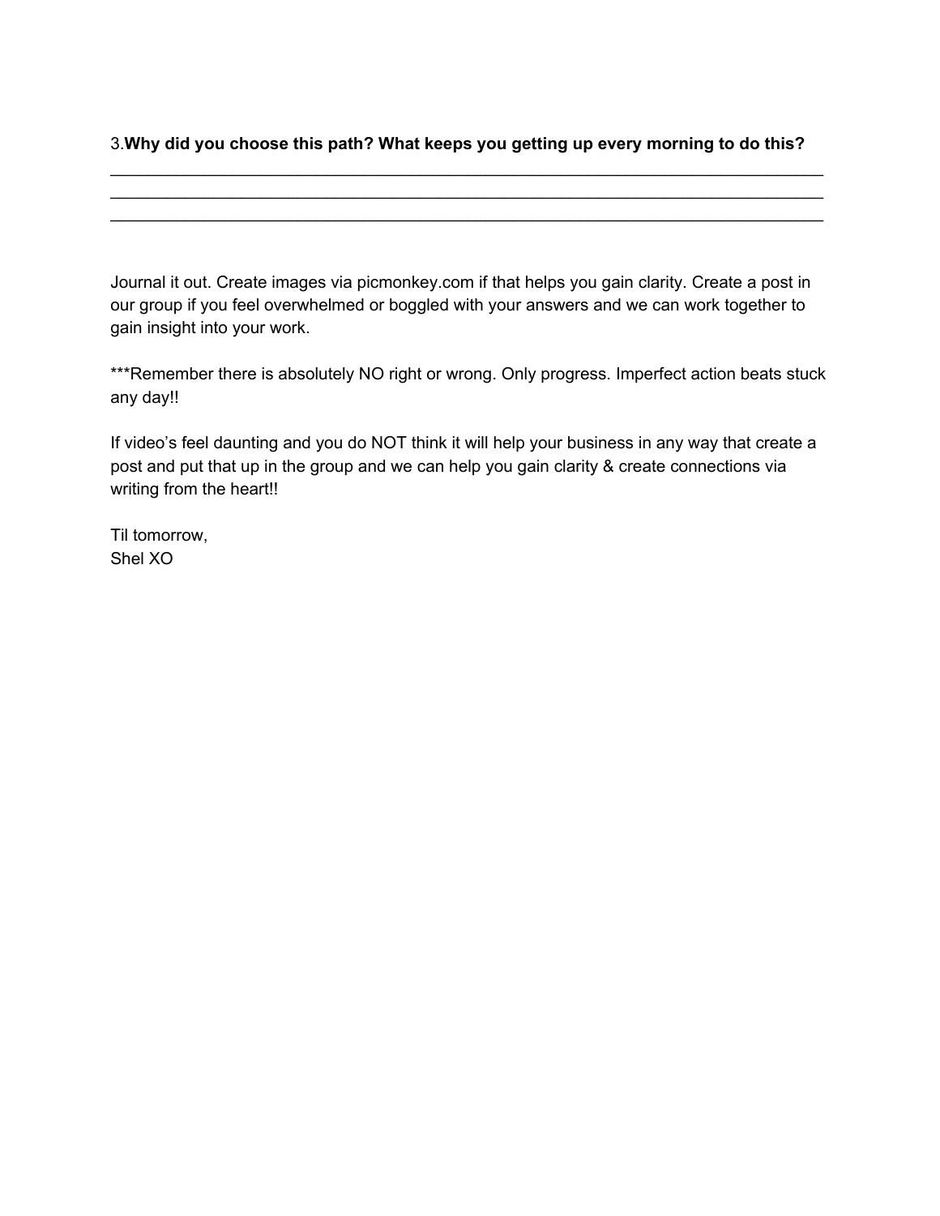3.**Why did you choose this path? What keeps you getting up every morning to do this?**

_______________________________________________________________________________
_______________________________________________________________________________
_______________________________________________________________________________

Journal it out. Create images via picmonkey.com if that helps you gain clarity. Create a post in our group if you feel overwhelmed or boggled with your answers and we can work together to gain insight into your work.

***Remember there is absolutely NO right or wrong. Only progress. Imperfect action beats stuck any day!!

If video's feel daunting and you do NOT think it will help your business in any way that create a post and put that up in the group and we can help you gain clarity & create connections via writing from the heart!!

Til tomorrow,
Shel XO